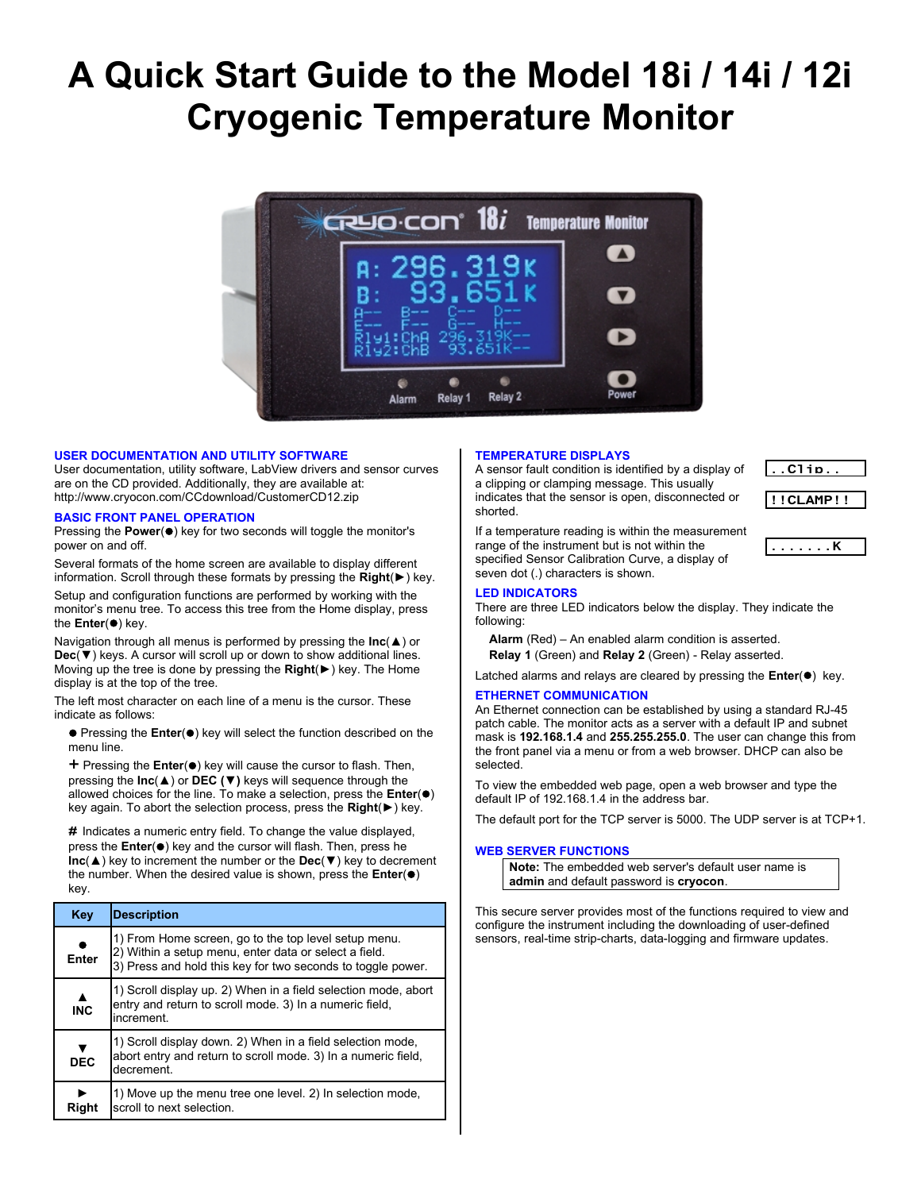# A Quick Start Guide to the Model 18i / 14i / 12i Cryogenic Temperature Monitor

## USER DOCUMENTATION AND UTILITY SOFTWARE

User documentation, utility software, LabView drivers and sensor curves are on the CD provided. Additionally, they are available at: http://www.cryocon.com/CCdownload/CustomerCD12.zip

## BASIC FRONT PANEL OPERATION

Pressing the **Power**(●) key for two seconds will toggle the monitor's power on and off.

Several formats of the home screen are available to display different information. Scroll through these formats by pressing the **Right**(►) key.

Setup and configuration functions are performed by working with the monitor's menu tree. To access this tree from the Home display, press the **Enter**(●) key.

Navigation through all menus is performed by pressing the **Inc**(▲) or **Dec**(▼) keys. A cursor will scroll up or down to show additional lines. Moving up the tree is done by pressing the **Right**(►) key. The Home display is at the top of the tree.

The left most character on each line of a menu is the cursor. These indicate as follows:

● Pressing the **Enter**(●) key will select the function described on the menu line.

**+** Pressing the **Enter**(●) key will cause the cursor to flash. Then, pressing the **Inc**(▲) or **DEC (▼)** keys will sequence through the allowed choices for the line. To make a selection, press the **Enter**(●) key again. To abort the selection process, press the **Right**(►) key.

**#** Indicates a numeric entry field. To change the value displayed, press the **Enter**(●) key and the cursor will flash. Then, press the **Inc**(▲) key to increment the number or the **Dec**(▼) key to decrement the number. When the desired value is shown, press the **Enter**(●) key.

| Key | Description |
|---|---|
| ● **Enter** | 1) From Home screen, go to the top level setup menu. 2) Within a setup menu, enter data or select a field. 3) Press and hold this key for two seconds to toggle power. |
| ▲ **INC** | 1) Scroll display up. 2) When in a field selection mode, abort entry and return to scroll mode. 3) In a numeric field, increment. |
| ▼ **DEC** | 1) Scroll display down. 2) When in a field selection mode, abort entry and return to scroll mode. 3) In a numeric field, decrement. |
| ► **Right** | 1) Move up the menu tree one level. 2) In selection mode, scroll to next selection. |

## TEMPERATURE DISPLAYS

A sensor fault condition is identified by a display of a clipping or clamping message. This usually indicates that the sensor is open, disconnected or shorted.

`..Clip..`

`!!CLAMP!!`

If a temperature reading is within the measurement range of the instrument but is not within the specified Sensor Calibration Curve, a display of seven dot (.) characters is shown.

`.......K`

## LED INDICATORS

There are three LED indicators below the display. They indicate the following:

**Alarm** (Red) – An enabled alarm condition is asserted.
**Relay 1** (Green) and **Relay 2** (Green) - Relay asserted.

Latched alarms and relays are cleared by pressing the **Enter**(●) key.

## ETHERNET COMMUNICATION

An Ethernet connection can be established by using a standard RJ-45 patch cable. The monitor acts as a server with a default IP and subnet mask is **192.168.1.4** and **255.255.255.0**. The user can change this from the front panel via a menu or from a web browser. DHCP can also be selected.

To view the embedded web page, open a web browser and type the default IP of 192.168.1.4 in the address bar.

The default port for the TCP server is 5000. The UDP server is at TCP+1.

## WEB SERVER FUNCTIONS

> **Note:** The embedded web server's default user name is **admin** and default password is **cryocon**.

This secure server provides most of the functions required to view and configure the instrument including the downloading of user-defined sensors, real-time strip-charts, data-logging and firmware updates.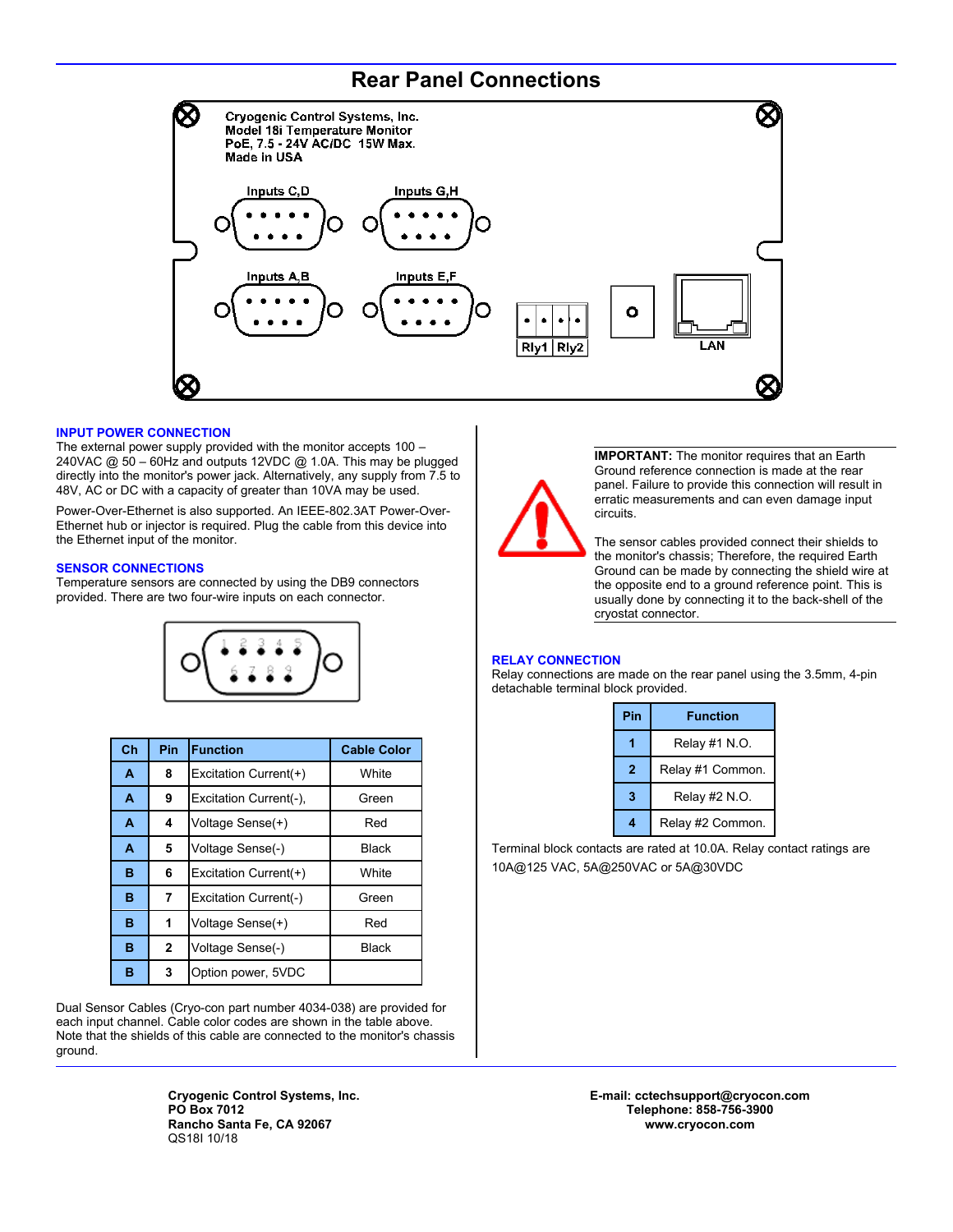# Rear Panel Connections

Cryogenic Control Systems, Inc.
Model 18i Temperature Monitor
PoE, 7.5 - 24V AC/DC 15W Max.
Made in USA

Inputs C,D
Inputs G,H
Inputs A,B
Inputs E,F
Rly1 Rly2
LAN

### INPUT POWER CONNECTION

The external power supply provided with the monitor accepts 100 – 240VAC @ 50 – 60Hz and outputs 12VDC @ 1.0A. This may be plugged directly into the monitor's power jack. Alternatively, any supply from 7.5 to 48V, AC or DC with a capacity of greater than 10VA may be used.

Power-Over-Ethernet is also supported. An IEEE-802.3AT Power-Over-Ethernet hub or injector is required. Plug the cable from this device into the Ethernet input of the monitor.

### SENSOR CONNECTIONS

Temperature sensors are connected by using the DB9 connectors provided. There are two four-wire inputs on each connector.

1 2 3 4 5
6 7 8 9

| Ch | Pin | Function | Cable Color |
|---|---|---|---|
| A | 8 | Excitation Current(+) | White |
| A | 9 | Excitation Current(-), | Green |
| A | 4 | Voltage Sense(+) | Red |
| A | 5 | Voltage Sense(-) | Black |
| B | 6 | Excitation Current(+) | White |
| B | 7 | Excitation Current(-) | Green |
| B | 1 | Voltage Sense(+) | Red |
| B | 2 | Voltage Sense(-) | Black |
| B | 3 | Option power, 5VDC | |

Dual Sensor Cables (Cryo-con part number 4034-038) are provided for each input channel. Cable color codes are shown in the table above. Note that the shields of this cable are connected to the monitor's chassis ground.

**IMPORTANT:** The monitor requires that an Earth Ground reference connection is made at the rear panel. Failure to provide this connection will result in erratic measurements and can even damage input circuits.

The sensor cables provided connect their shields to the monitor's chassis; Therefore, the required Earth Ground can be made by connecting the shield wire at the opposite end to a ground reference point. This is usually done by connecting it to the back-shell of the cryostat connector.

### RELAY CONNECTION

Relay connections are made on the rear panel using the 3.5mm, 4-pin detachable terminal block provided.

| Pin | Function |
|---|---|
| 1 | Relay #1 N.O. |
| 2 | Relay #1 Common. |
| 3 | Relay #2 N.O. |
| 4 | Relay #2 Common. |

Terminal block contacts are rated at 10.0A. Relay contact ratings are 10A@125 VAC, 5A@250VAC or 5A@30VDC

**Cryogenic Control Systems, Inc.**
**PO Box 7012**
**Rancho Santa Fe, CA 92067**
QS18I 10/18

**E-mail: cctechsupport@cryocon.com**
**Telephone: 858-756-3900**
**www.cryocon.com**